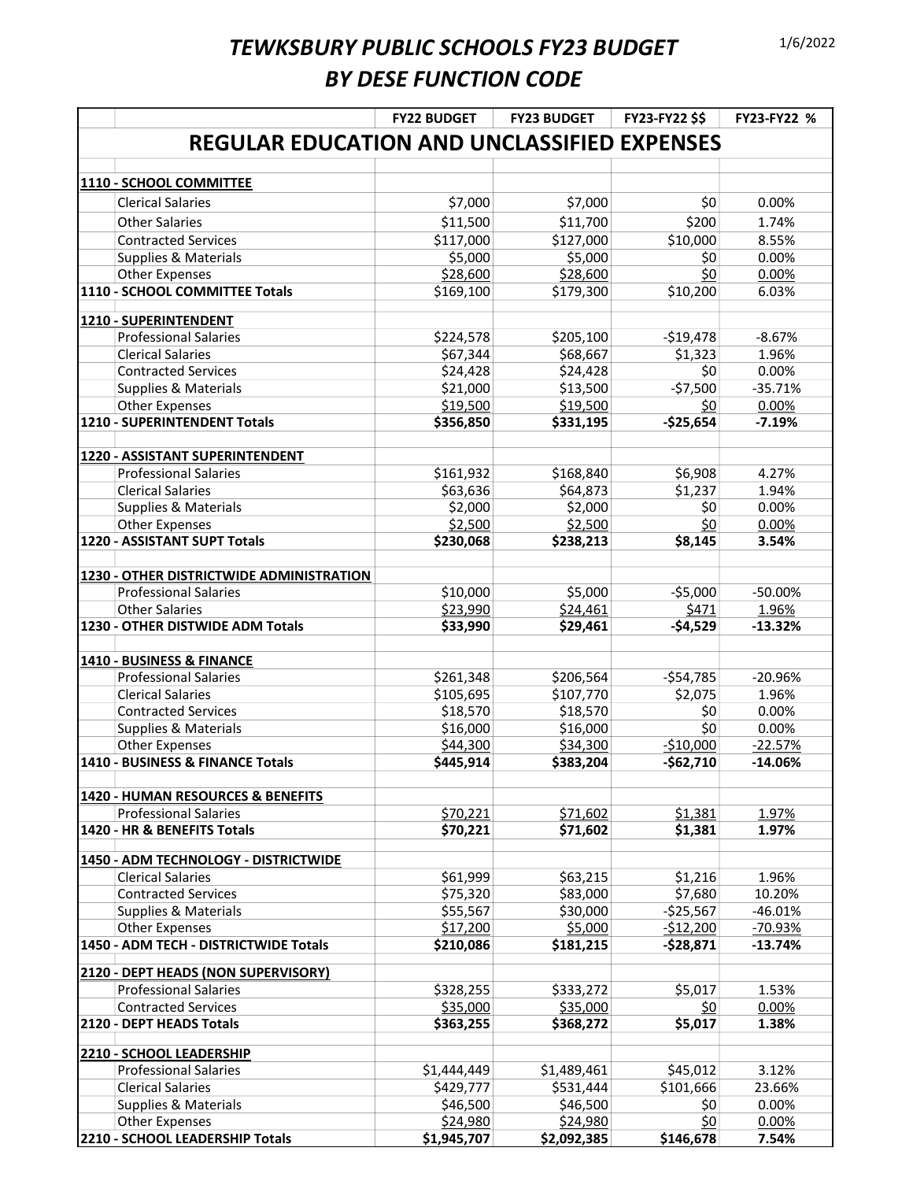# *TEWKSBURY PUBLIC SCHOOLS FY23 BUDGET BY DESE FUNCTION CODE*

1/6/2022

| | FY22 BUDGET | FY23 BUDGET | FY23-FY22 $$ | FY23-FY22 % |
|---|---|---|---|---|
| **REGULAR EDUCATION AND UNCLASSIFIED EXPENSES** | | | | |
| **1110 - SCHOOL COMMITTEE** | | | | |
| Clerical Salaries | $7,000 | $7,000 | $0 | 0.00% |
| Other Salaries | $11,500 | $11,700 | $200 | 1.74% |
| Contracted Services | $117,000 | $127,000 | $10,000 | 8.55% |
| Supplies & Materials | $5,000 | $5,000 | $0 | 0.00% |
| Other Expenses | $28,600 | $28,600 | $0 | 0.00% |
| **1110 - SCHOOL COMMITTEE Totals** | $169,100 | $179,300 | $10,200 | 6.03% |
| **1210 - SUPERINTENDENT** | | | | |
| Professional Salaries | $224,578 | $205,100 | -$19,478 | -8.67% |
| Clerical Salaries | $67,344 | $68,667 | $1,323 | 1.96% |
| Contracted Services | $24,428 | $24,428 | $0 | 0.00% |
| Supplies & Materials | $21,000 | $13,500 | -$7,500 | -35.71% |
| Other Expenses | $19,500 | $19,500 | $0 | 0.00% |
| **1210 - SUPERINTENDENT Totals** | **$356,850** | **$331,195** | **-$25,654** | **-7.19%** |
| **1220 - ASSISTANT SUPERINTENDENT** | | | | |
| Professional Salaries | $161,932 | $168,840 | $6,908 | 4.27% |
| Clerical Salaries | $63,636 | $64,873 | $1,237 | 1.94% |
| Supplies & Materials | $2,000 | $2,000 | $0 | 0.00% |
| Other Expenses | $2,500 | $2,500 | $0 | 0.00% |
| **1220 - ASSISTANT SUPT Totals** | **$230,068** | **$238,213** | **$8,145** | **3.54%** |
| **1230 - OTHER DISTRICTWIDE ADMINISTRATION** | | | | |
| Professional Salaries | $10,000 | $5,000 | -$5,000 | -50.00% |
| Other Salaries | $23,990 | $24,461 | $471 | 1.96% |
| **1230 - OTHER DISTWIDE ADM Totals** | **$33,990** | **$29,461** | **-$4,529** | **-13.32%** |
| **1410 - BUSINESS & FINANCE** | | | | |
| Professional Salaries | $261,348 | $206,564 | -$54,785 | -20.96% |
| Clerical Salaries | $105,695 | $107,770 | $2,075 | 1.96% |
| Contracted Services | $18,570 | $18,570 | $0 | 0.00% |
| Supplies & Materials | $16,000 | $16,000 | $0 | 0.00% |
| Other Expenses | $44,300 | $34,300 | -$10,000 | -22.57% |
| **1410 - BUSINESS & FINANCE Totals** | **$445,914** | **$383,204** | **-$62,710** | **-14.06%** |
| **1420 - HUMAN RESOURCES & BENEFITS** | | | | |
| Professional Salaries | $70,221 | $71,602 | $1,381 | 1.97% |
| **1420 - HR & BENEFITS Totals** | **$70,221** | **$71,602** | **$1,381** | **1.97%** |
| **1450 - ADM TECHNOLOGY - DISTRICTWIDE** | | | | |
| Clerical Salaries | $61,999 | $63,215 | $1,216 | 1.96% |
| Contracted Services | $75,320 | $83,000 | $7,680 | 10.20% |
| Supplies & Materials | $55,567 | $30,000 | -$25,567 | -46.01% |
| Other Expenses | $17,200 | $5,000 | -$12,200 | -70.93% |
| **1450 - ADM TECH - DISTRICTWIDE Totals** | **$210,086** | **$181,215** | **-$28,871** | **-13.74%** |
| **2120 - DEPT HEADS (NON SUPERVISORY)** | | | | |
| Professional Salaries | $328,255 | $333,272 | $5,017 | 1.53% |
| Contracted Services | $35,000 | $35,000 | $0 | 0.00% |
| **2120 - DEPT HEADS Totals** | **$363,255** | **$368,272** | **$5,017** | **1.38%** |
| **2210 - SCHOOL LEADERSHIP** | | | | |
| Professional Salaries | $1,444,449 | $1,489,461 | $45,012 | 3.12% |
| Clerical Salaries | $429,777 | $531,444 | $101,666 | 23.66% |
| Supplies & Materials | $46,500 | $46,500 | $0 | 0.00% |
| Other Expenses | $24,980 | $24,980 | $0 | 0.00% |
| **2210 - SCHOOL LEADERSHIP Totals** | **$1,945,707** | **$2,092,385** | **$146,678** | **7.54%** |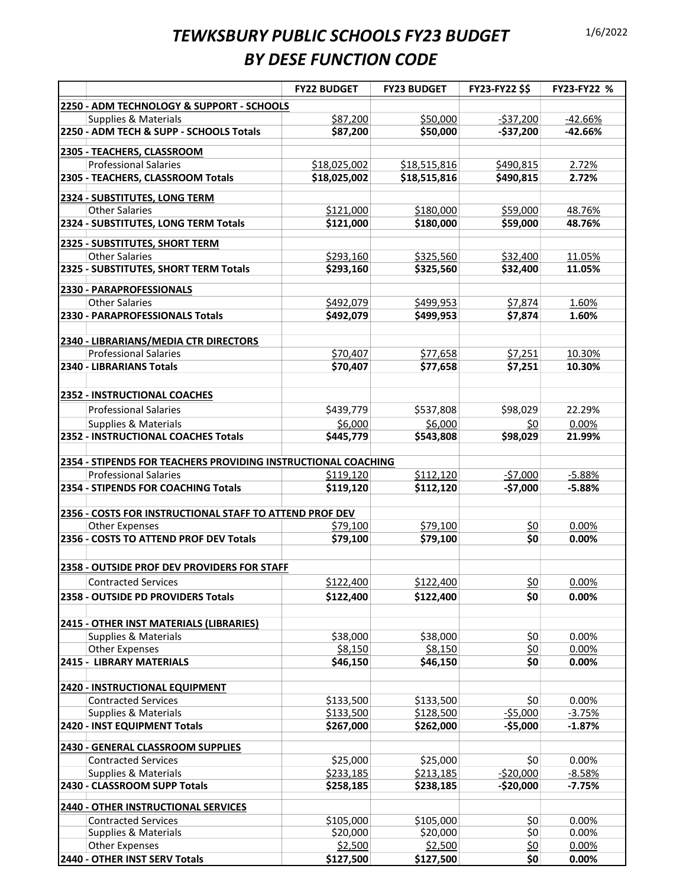# TEWKSBURY PUBLIC SCHOOLS FY23 BUDGET
# BY DESE FUNCTION CODE

1/6/2022

| | FY22 BUDGET | FY23 BUDGET | FY23-FY22 $$ | FY23-FY22 % |
|---|---|---|---|---|
| **2250 - ADM TECHNOLOGY & SUPPORT - SCHOOLS** | | | | |
| Supplies & Materials | $87,200 | $50,000 | -$37,200 | -42.66% |
| **2250 - ADM TECH & SUPP - SCHOOLS Totals** | **$87,200** | **$50,000** | **-$37,200** | **-42.66%** |
| **2305 - TEACHERS, CLASSROOM** | | | | |
| Professional Salaries | $18,025,002 | $18,515,816 | $490,815 | 2.72% |
| **2305 - TEACHERS, CLASSROOM Totals** | **$18,025,002** | **$18,515,816** | **$490,815** | **2.72%** |
| **2324 - SUBSTITUTES, LONG TERM** | | | | |
| Other Salaries | $121,000 | $180,000 | $59,000 | 48.76% |
| **2324 - SUBSTITUTES, LONG TERM Totals** | **$121,000** | **$180,000** | **$59,000** | **48.76%** |
| **2325 - SUBSTITUTES, SHORT TERM** | | | | |
| Other Salaries | $293,160 | $325,560 | $32,400 | 11.05% |
| **2325 - SUBSTITUTES, SHORT TERM Totals** | **$293,160** | **$325,560** | **$32,400** | **11.05%** |
| **2330 - PARAPROFESSIONALS** | | | | |
| Other Salaries | $492,079 | $499,953 | $7,874 | 1.60% |
| **2330 - PARAPROFESSIONALS Totals** | **$492,079** | **$499,953** | **$7,874** | **1.60%** |
| **2340 - LIBRARIANS/MEDIA CTR DIRECTORS** | | | | |
| Professional Salaries | $70,407 | $77,658 | $7,251 | 10.30% |
| **2340 - LIBRARIANS Totals** | **$70,407** | **$77,658** | **$7,251** | **10.30%** |
| **2352 - INSTRUCTIONAL COACHES** | | | | |
| Professional Salaries | $439,779 | $537,808 | $98,029 | 22.29% |
| Supplies & Materials | $6,000 | $6,000 | $0 | 0.00% |
| **2352 - INSTRUCTIONAL COACHES Totals** | **$445,779** | **$543,808** | **$98,029** | **21.99%** |
| **2354 - STIPENDS FOR TEACHERS PROVIDING INSTRUCTIONAL COACHING** | | | | |
| Professional Salaries | $119,120 | $112,120 | -$7,000 | -5.88% |
| **2354 - STIPENDS FOR COACHING Totals** | **$119,120** | **$112,120** | **-$7,000** | **-5.88%** |
| **2356 - COSTS FOR INSTRUCTIONAL STAFF TO ATTEND PROF DEV** | | | | |
| Other Expenses | $79,100 | $79,100 | $0 | 0.00% |
| **2356 - COSTS TO ATTEND PROF DEV Totals** | **$79,100** | **$79,100** | **$0** | **0.00%** |
| **2358 - OUTSIDE PROF DEV PROVIDERS FOR STAFF** | | | | |
| Contracted Services | $122,400 | $122,400 | $0 | 0.00% |
| **2358 - OUTSIDE PD PROVIDERS Totals** | **$122,400** | **$122,400** | **$0** | **0.00%** |
| **2415 - OTHER INST MATERIALS (LIBRARIES)** | | | | |
| Supplies & Materials | $38,000 | $38,000 | $0 | 0.00% |
| Other Expenses | $8,150 | $8,150 | $0 | 0.00% |
| **2415 - LIBRARY MATERIALS** | **$46,150** | **$46,150** | **$0** | **0.00%** |
| **2420 - INSTRUCTIONAL EQUIPMENT** | | | | |
| Contracted Services | $133,500 | $133,500 | $0 | 0.00% |
| Supplies & Materials | $133,500 | $128,500 | -$5,000 | -3.75% |
| **2420 - INST EQUIPMENT Totals** | **$267,000** | **$262,000** | **-$5,000** | **-1.87%** |
| **2430 - GENERAL CLASSROOM SUPPLIES** | | | | |
| Contracted Services | $25,000 | $25,000 | $0 | 0.00% |
| Supplies & Materials | $233,185 | $213,185 | -$20,000 | -8.58% |
| **2430 - CLASSROOM SUPP Totals** | **$258,185** | **$238,185** | **-$20,000** | **-7.75%** |
| **2440 - OTHER INSTRUCTIONAL SERVICES** | | | | |
| Contracted Services | $105,000 | $105,000 | $0 | 0.00% |
| Supplies & Materials | $20,000 | $20,000 | $0 | 0.00% |
| Other Expenses | $2,500 | $2,500 | $0 | 0.00% |
| **2440 - OTHER INST SERV Totals** | **$127,500** | **$127,500** | **$0** | **0.00%** |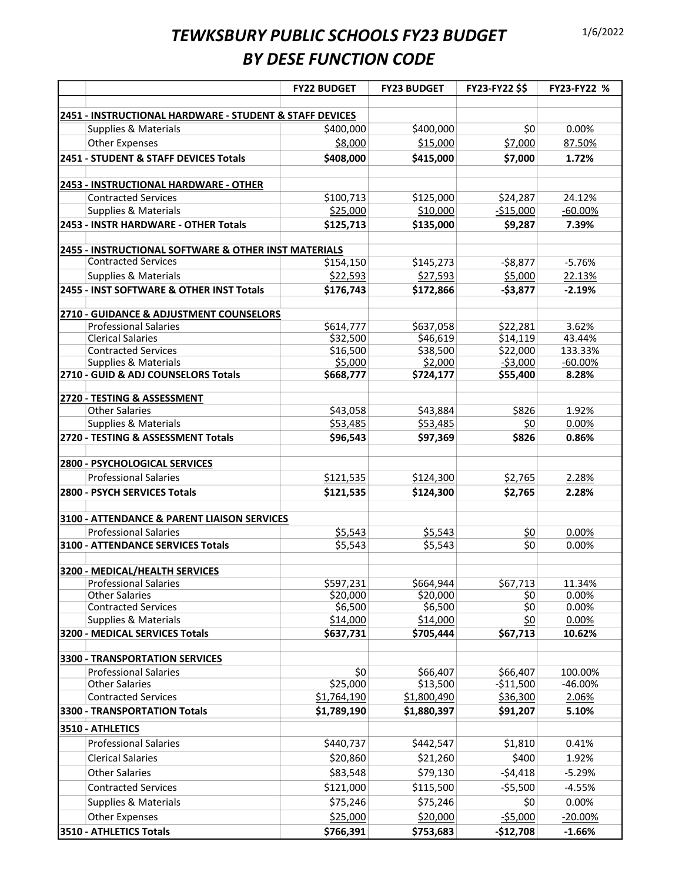# TEWKSBURY PUBLIC SCHOOLS FY23 BUDGET
# BY DESE FUNCTION CODE

1/6/2022

| | FY22 BUDGET | FY23 BUDGET | FY23-FY22 $$ | FY23-FY22 % |
|---|---|---|---|---|
| **2451 - INSTRUCTIONAL HARDWARE - STUDENT & STAFF DEVICES** | | | | |
| Supplies & Materials | $400,000 | $400,000 | $0 | 0.00% |
| Other Expenses | $8,000 | $15,000 | $7,000 | 87.50% |
| **2451 - STUDENT & STAFF DEVICES Totals** | **$408,000** | **$415,000** | **$7,000** | **1.72%** |
| **2453 - INSTRUCTIONAL HARDWARE - OTHER** | | | | |
| Contracted Services | $100,713 | $125,000 | $24,287 | 24.12% |
| Supplies & Materials | $25,000 | $10,000 | -$15,000 | -60.00% |
| **2453 - INSTR HARDWARE - OTHER Totals** | **$125,713** | **$135,000** | **$9,287** | **7.39%** |
| **2455 - INSTRUCTIONAL SOFTWARE & OTHER INST MATERIALS** | | | | |
| Contracted Services | $154,150 | $145,273 | -$8,877 | -5.76% |
| Supplies & Materials | $22,593 | $27,593 | $5,000 | 22.13% |
| **2455 - INST SOFTWARE & OTHER INST Totals** | **$176,743** | **$172,866** | **-$3,877** | **-2.19%** |
| **2710 - GUIDANCE & ADJUSTMENT COUNSELORS** | | | | |
| Professional Salaries | $614,777 | $637,058 | $22,281 | 3.62% |
| Clerical Salaries | $32,500 | $46,619 | $14,119 | 43.44% |
| Contracted Services | $16,500 | $38,500 | $22,000 | 133.33% |
| Supplies & Materials | $5,000 | $2,000 | -$3,000 | -60.00% |
| **2710 - GUID & ADJ COUNSELORS Totals** | **$668,777** | **$724,177** | **$55,400** | **8.28%** |
| **2720 - TESTING & ASSESSMENT** | | | | |
| Other Salaries | $43,058 | $43,884 | $826 | 1.92% |
| Supplies & Materials | $53,485 | $53,485 | $0 | 0.00% |
| **2720 - TESTING & ASSESSMENT Totals** | **$96,543** | **$97,369** | **$826** | **0.86%** |
| **2800 - PSYCHOLOGICAL SERVICES** | | | | |
| Professional Salaries | $121,535 | $124,300 | $2,765 | 2.28% |
| **2800 - PSYCH SERVICES Totals** | **$121,535** | **$124,300** | **$2,765** | **2.28%** |
| **3100 - ATTENDANCE & PARENT LIAISON SERVICES** | | | | |
| Professional Salaries | $5,543 | $5,543 | $0 | 0.00% |
| **3100 - ATTENDANCE SERVICES Totals** | $5,543 | $5,543 | $0 | 0.00% |
| **3200 - MEDICAL/HEALTH SERVICES** | | | | |
| Professional Salaries | $597,231 | $664,944 | $67,713 | 11.34% |
| Other Salaries | $20,000 | $20,000 | $0 | 0.00% |
| Contracted Services | $6,500 | $6,500 | $0 | 0.00% |
| Supplies & Materials | $14,000 | $14,000 | $0 | 0.00% |
| **3200 - MEDICAL SERVICES Totals** | **$637,731** | **$705,444** | **$67,713** | **10.62%** |
| **3300 - TRANSPORTATION SERVICES** | | | | |
| Professional Salaries | $0 | $66,407 | $66,407 | 100.00% |
| Other Salaries | $25,000 | $13,500 | -$11,500 | -46.00% |
| Contracted Services | $1,764,190 | $1,800,490 | $36,300 | 2.06% |
| **3300 - TRANSPORTATION Totals** | **$1,789,190** | **$1,880,397** | **$91,207** | **5.10%** |
| **3510 - ATHLETICS** | | | | |
| Professional Salaries | $440,737 | $442,547 | $1,810 | 0.41% |
| Clerical Salaries | $20,860 | $21,260 | $400 | 1.92% |
| Other Salaries | $83,548 | $79,130 | -$4,418 | -5.29% |
| Contracted Services | $121,000 | $115,500 | -$5,500 | -4.55% |
| Supplies & Materials | $75,246 | $75,246 | $0 | 0.00% |
| Other Expenses | $25,000 | $20,000 | -$5,000 | -20.00% |
| **3510 - ATHLETICS Totals** | **$766,391** | **$753,683** | **-$12,708** | **-1.66%** |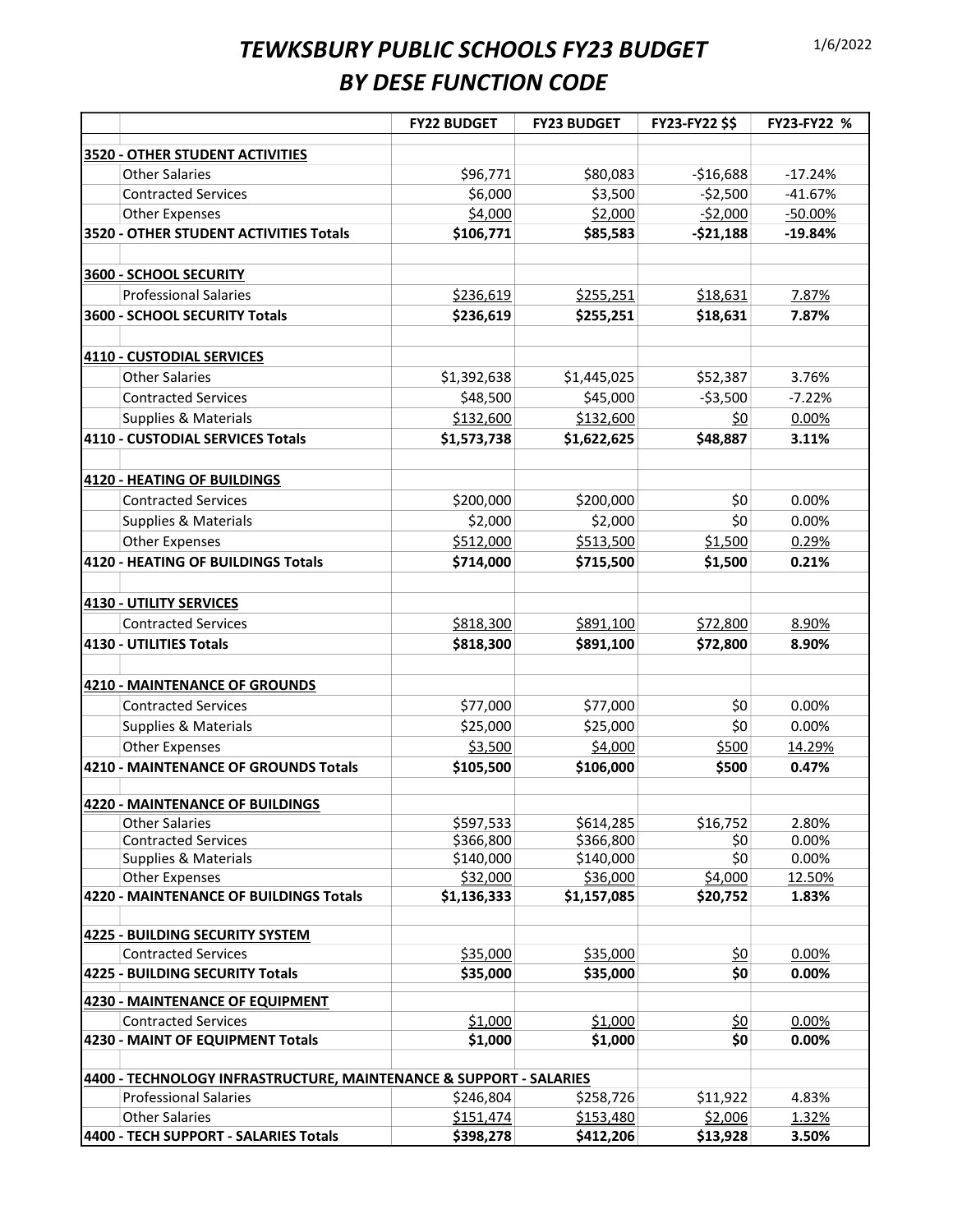# TEWKSBURY PUBLIC SCHOOLS FY23 BUDGET
# BY DESE FUNCTION CODE

1/6/2022

| | FY22 BUDGET | FY23 BUDGET | FY23-FY22 $$ | FY23-FY22 % |
|---|---|---|---|---|
| **3520 - OTHER STUDENT ACTIVITIES** | | | | |
| Other Salaries | $96,771 | $80,083 | -$16,688 | -17.24% |
| Contracted Services | $6,000 | $3,500 | -$2,500 | -41.67% |
| Other Expenses | $4,000 | $2,000 | -$2,000 | -50.00% |
| **3520 - OTHER STUDENT ACTIVITIES Totals** | **$106,771** | **$85,583** | **-$21,188** | **-19.84%** |
| | | | | |
| **3600 - SCHOOL SECURITY** | | | | |
| Professional Salaries | $236,619 | $255,251 | $18,631 | 7.87% |
| **3600 - SCHOOL SECURITY Totals** | **$236,619** | **$255,251** | **$18,631** | **7.87%** |
| | | | | |
| **4110 - CUSTODIAL SERVICES** | | | | |
| Other Salaries | $1,392,638 | $1,445,025 | $52,387 | 3.76% |
| Contracted Services | $48,500 | $45,000 | -$3,500 | -7.22% |
| Supplies & Materials | $132,600 | $132,600 | $0 | 0.00% |
| **4110 - CUSTODIAL SERVICES Totals** | **$1,573,738** | **$1,622,625** | **$48,887** | **3.11%** |
| | | | | |
| **4120 - HEATING OF BUILDINGS** | | | | |
| Contracted Services | $200,000 | $200,000 | $0 | 0.00% |
| Supplies & Materials | $2,000 | $2,000 | $0 | 0.00% |
| Other Expenses | $512,000 | $513,500 | $1,500 | 0.29% |
| **4120 - HEATING OF BUILDINGS Totals** | **$714,000** | **$715,500** | **$1,500** | **0.21%** |
| | | | | |
| **4130 - UTILITY SERVICES** | | | | |
| Contracted Services | $818,300 | $891,100 | $72,800 | 8.90% |
| **4130 - UTILITIES Totals** | **$818,300** | **$891,100** | **$72,800** | **8.90%** |
| | | | | |
| **4210 - MAINTENANCE OF GROUNDS** | | | | |
| Contracted Services | $77,000 | $77,000 | $0 | 0.00% |
| Supplies & Materials | $25,000 | $25,000 | $0 | 0.00% |
| Other Expenses | $3,500 | $4,000 | $500 | 14.29% |
| **4210 - MAINTENANCE OF GROUNDS Totals** | **$105,500** | **$106,000** | **$500** | **0.47%** |
| | | | | |
| **4220 - MAINTENANCE OF BUILDINGS** | | | | |
| Other Salaries | $597,533 | $614,285 | $16,752 | 2.80% |
| Contracted Services | $366,800 | $366,800 | $0 | 0.00% |
| Supplies & Materials | $140,000 | $140,000 | $0 | 0.00% |
| Other Expenses | $32,000 | $36,000 | $4,000 | 12.50% |
| **4220 - MAINTENANCE OF BUILDINGS Totals** | **$1,136,333** | **$1,157,085** | **$20,752** | **1.83%** |
| | | | | |
| **4225 - BUILDING SECURITY SYSTEM** | | | | |
| Contracted Services | $35,000 | $35,000 | $0 | 0.00% |
| **4225 - BUILDING SECURITY Totals** | **$35,000** | **$35,000** | **$0** | **0.00%** |
| | | | | |
| **4230 - MAINTENANCE OF EQUIPMENT** | | | | |
| Contracted Services | $1,000 | $1,000 | $0 | 0.00% |
| **4230 - MAINT OF EQUIPMENT Totals** | **$1,000** | **$1,000** | **$0** | **0.00%** |
| | | | | |
| **4400 - TECHNOLOGY INFRASTRUCTURE, MAINTENANCE & SUPPORT - SALARIES** | | | | |
| Professional Salaries | $246,804 | $258,726 | $11,922 | 4.83% |
| Other Salaries | $151,474 | $153,480 | $2,006 | 1.32% |
| **4400 - TECH SUPPORT - SALARIES Totals** | **$398,278** | **$412,206** | **$13,928** | **3.50%** |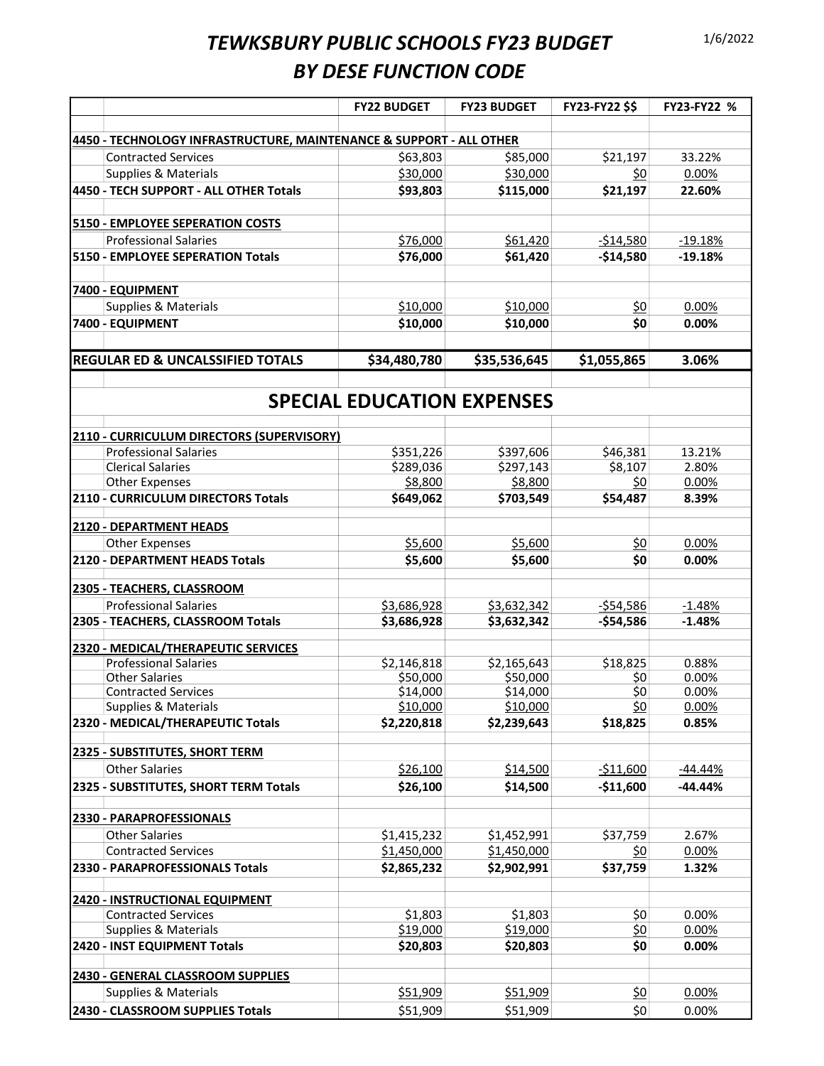# TEWKSBURY PUBLIC SCHOOLS FY23 BUDGET
# BY DESE FUNCTION CODE

1/6/2022

| | FY22 BUDGET | FY23 BUDGET | FY23-FY22 $$ | FY23-FY22 % |
|---|---|---|---|---|
| **4450 - TECHNOLOGY INFRASTRUCTURE, MAINTENANCE & SUPPORT - ALL OTHER** | | | | |
| Contracted Services | $63,803 | $85,000 | $21,197 | 33.22% |
| Supplies & Materials | $30,000 | $30,000 | $0 | 0.00% |
| **4450 - TECH SUPPORT - ALL OTHER Totals** | **$93,803** | **$115,000** | **$21,197** | **22.60%** |
| **5150 - EMPLOYEE SEPERATION COSTS** | | | | |
| Professional Salaries | $76,000 | $61,420 | -$14,580 | -19.18% |
| **5150 - EMPLOYEE SEPERATION Totals** | **$76,000** | **$61,420** | **-$14,580** | **-19.18%** |
| **7400 - EQUIPMENT** | | | | |
| Supplies & Materials | $10,000 | $10,000 | $0 | 0.00% |
| **7400 - EQUIPMENT** | **$10,000** | **$10,000** | **$0** | **0.00%** |
| **REGULAR ED & UNCALSSIFIED TOTALS** | **$34,480,780** | **$35,536,645** | **$1,055,865** | **3.06%** |

## SPECIAL EDUCATION EXPENSES

| | FY22 BUDGET | FY23 BUDGET | FY23-FY22 $$ | FY23-FY22 % |
|---|---|---|---|---|
| **2110 - CURRICULUM DIRECTORS (SUPERVISORY)** | | | | |
| Professional Salaries | $351,226 | $397,606 | $46,381 | 13.21% |
| Clerical Salaries | $289,036 | $297,143 | $8,107 | 2.80% |
| Other Expenses | $8,800 | $8,800 | $0 | 0.00% |
| **2110 - CURRICULUM DIRECTORS Totals** | **$649,062** | **$703,549** | **$54,487** | **8.39%** |
| **2120 - DEPARTMENT HEADS** | | | | |
| Other Expenses | $5,600 | $5,600 | $0 | 0.00% |
| **2120 - DEPARTMENT HEADS Totals** | **$5,600** | **$5,600** | **$0** | **0.00%** |
| **2305 - TEACHERS, CLASSROOM** | | | | |
| Professional Salaries | $3,686,928 | $3,632,342 | -$54,586 | -1.48% |
| **2305 - TEACHERS, CLASSROOM Totals** | **$3,686,928** | **$3,632,342** | **-$54,586** | **-1.48%** |
| **2320 - MEDICAL/THERAPEUTIC SERVICES** | | | | |
| Professional Salaries | $2,146,818 | $2,165,643 | $18,825 | 0.88% |
| Other Salaries | $50,000 | $50,000 | $0 | 0.00% |
| Contracted Services | $14,000 | $14,000 | $0 | 0.00% |
| Supplies & Materials | $10,000 | $10,000 | $0 | 0.00% |
| **2320 - MEDICAL/THERAPEUTIC Totals** | **$2,220,818** | **$2,239,643** | **$18,825** | **0.85%** |
| **2325 - SUBSTITUTES, SHORT TERM** | | | | |
| Other Salaries | $26,100 | $14,500 | -$11,600 | -44.44% |
| **2325 - SUBSTITUTES, SHORT TERM Totals** | **$26,100** | **$14,500** | **-$11,600** | **-44.44%** |
| **2330 - PARAPROFESSIONALS** | | | | |
| Other Salaries | $1,415,232 | $1,452,991 | $37,759 | 2.67% |
| Contracted Services | $1,450,000 | $1,450,000 | $0 | 0.00% |
| **2330 - PARAPROFESSIONALS Totals** | **$2,865,232** | **$2,902,991** | **$37,759** | **1.32%** |
| **2420 - INSTRUCTIONAL EQUIPMENT** | | | | |
| Contracted Services | $1,803 | $1,803 | $0 | 0.00% |
| Supplies & Materials | $19,000 | $19,000 | $0 | 0.00% |
| **2420 - INST EQUIPMENT Totals** | **$20,803** | **$20,803** | **$0** | **0.00%** |
| **2430 - GENERAL CLASSROOM SUPPLIES** | | | | |
| Supplies & Materials | $51,909 | $51,909 | $0 | 0.00% |
| **2430 - CLASSROOM SUPPLIES Totals** | $51,909 | $51,909 | $0 | 0.00% |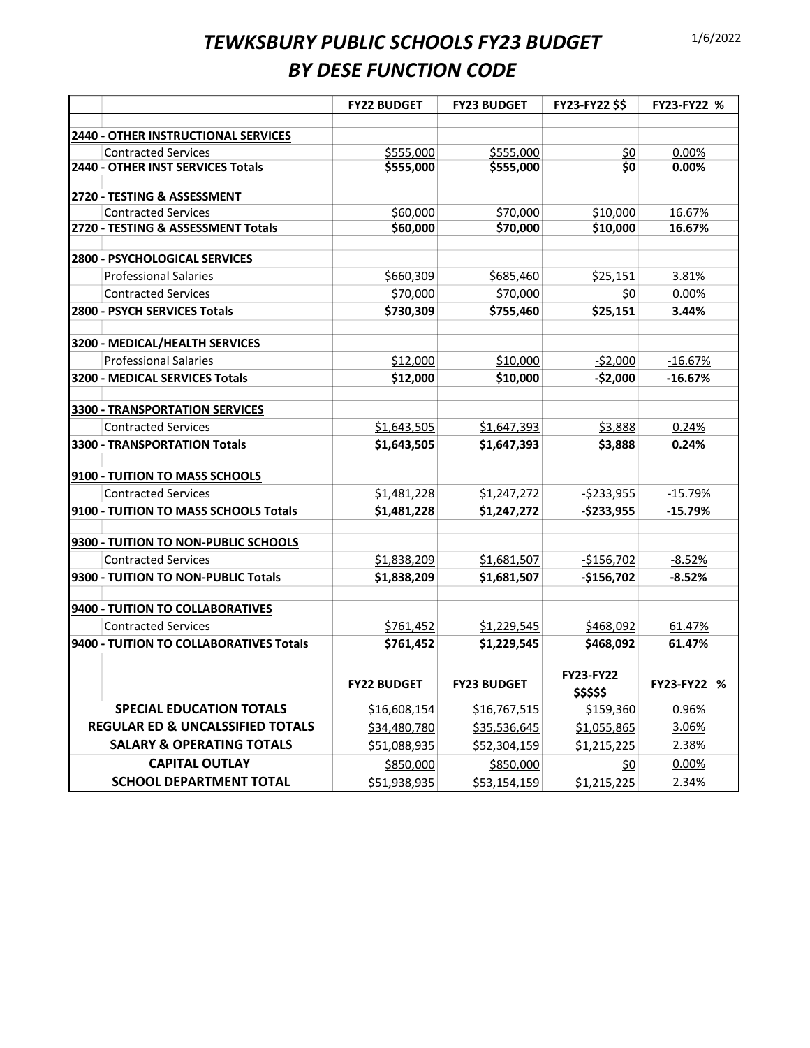1/6/2022

# *TEWKSBURY PUBLIC SCHOOLS FY23 BUDGET BY DESE FUNCTION CODE*

| | | FY22 BUDGET | FY23 BUDGET | FY23-FY22 $$ | FY23-FY22 % |
|---|---|---|---|---|---|
| **2440 - OTHER INSTRUCTIONAL SERVICES** | | | | | |
| | Contracted Services | $555,000 | $555,000 | $0 | 0.00% |
| **2440 - OTHER INST SERVICES Totals** | | **$555,000** | **$555,000** | **$0** | **0.00%** |
| **2720 - TESTING & ASSESSMENT** | | | | | |
| | Contracted Services | $60,000 | $70,000 | $10,000 | 16.67% |
| **2720 - TESTING & ASSESSMENT Totals** | | **$60,000** | **$70,000** | **$10,000** | **16.67%** |
| **2800 - PSYCHOLOGICAL SERVICES** | | | | | |
| | Professional Salaries | $660,309 | $685,460 | $25,151 | 3.81% |
| | Contracted Services | $70,000 | $70,000 | $0 | 0.00% |
| **2800 - PSYCH SERVICES Totals** | | **$730,309** | **$755,460** | **$25,151** | **3.44%** |
| **3200 - MEDICAL/HEALTH SERVICES** | | | | | |
| | Professional Salaries | $12,000 | $10,000 | -$2,000 | -16.67% |
| **3200 - MEDICAL SERVICES Totals** | | **$12,000** | **$10,000** | **-$2,000** | **-16.67%** |
| **3300 - TRANSPORTATION SERVICES** | | | | | |
| | Contracted Services | $1,643,505 | $1,647,393 | $3,888 | 0.24% |
| **3300 - TRANSPORTATION Totals** | | **$1,643,505** | **$1,647,393** | **$3,888** | **0.24%** |
| **9100 - TUITION TO MASS SCHOOLS** | | | | | |
| | Contracted Services | $1,481,228 | $1,247,272 | -$233,955 | -15.79% |
| **9100 - TUITION TO MASS SCHOOLS Totals** | | **$1,481,228** | **$1,247,272** | **-$233,955** | **-15.79%** |
| **9300 - TUITION TO NON-PUBLIC SCHOOLS** | | | | | |
| | Contracted Services | $1,838,209 | $1,681,507 | -$156,702 | -8.52% |
| **9300 - TUITION TO NON-PUBLIC Totals** | | **$1,838,209** | **$1,681,507** | **-$156,702** | **-8.52%** |
| **9400 - TUITION TO COLLABORATIVES** | | | | | |
| | Contracted Services | $761,452 | $1,229,545 | $468,092 | 61.47% |
| **9400 - TUITION TO COLLABORATIVES Totals** | | **$761,452** | **$1,229,545** | **$468,092** | **61.47%** |
| | | **FY22 BUDGET** | **FY23 BUDGET** | **FY23-FY22 $$$$$** | **FY23-FY22 %** |
| **SPECIAL EDUCATION TOTALS** | | $16,608,154 | $16,767,515 | $159,360 | 0.96% |
| **REGULAR ED & UNCALSSIFIED TOTALS** | | $34,480,780 | $35,536,645 | $1,055,865 | 3.06% |
| **SALARY & OPERATING TOTALS** | | $51,088,935 | $52,304,159 | $1,215,225 | 2.38% |
| **CAPITAL OUTLAY** | | $850,000 | $850,000 | $0 | 0.00% |
| **SCHOOL DEPARTMENT TOTAL** | | $51,938,935 | $53,154,159 | $1,215,225 | 2.34% |